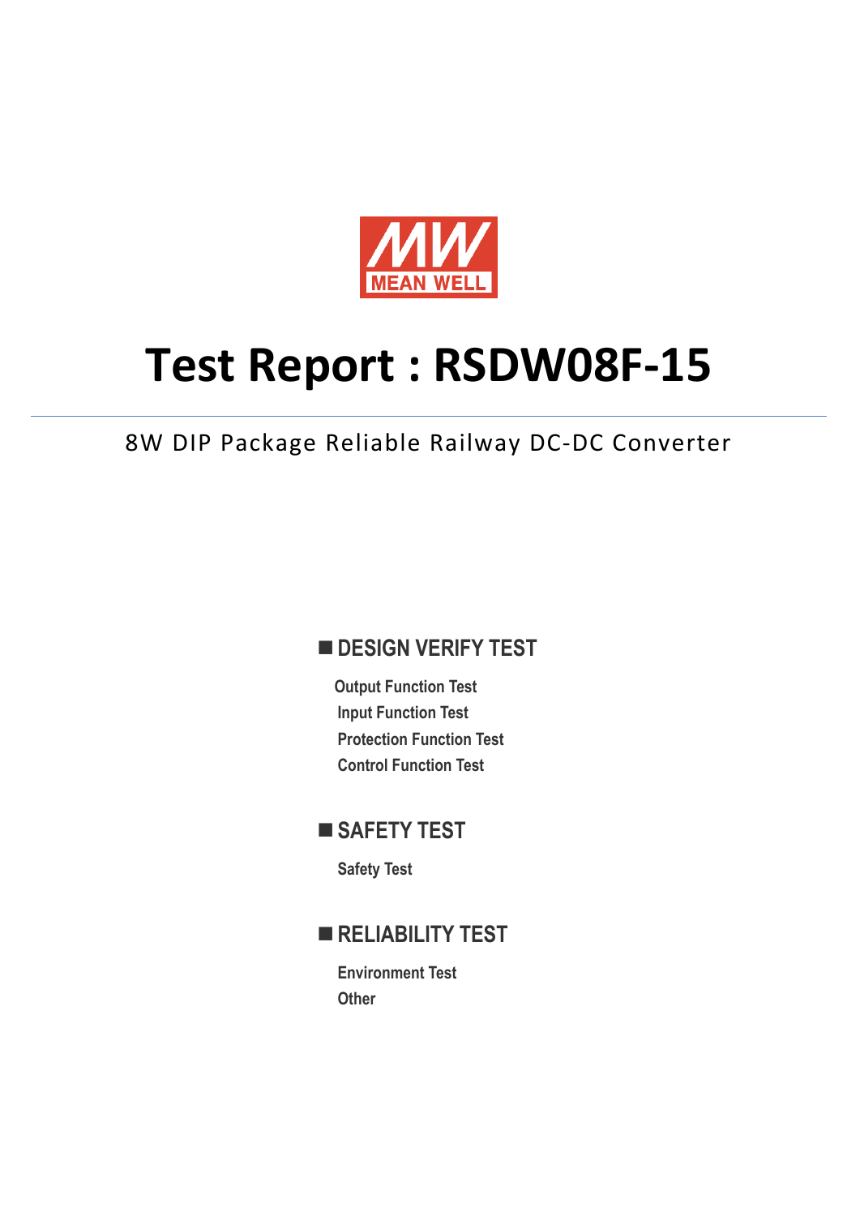MEAN WELL

# Test Report : RSDW08F-15

8W DIP Package Reliable Railway DC-DC Converter

## ■ DESIGN VERIFY TEST

- Output Function Test
- Input Function Test
- Protection Function Test
- Control Function Test

## ■ SAFETY TEST

- Safety Test

## ■ RELIABILITY TEST

- Environment Test
- Other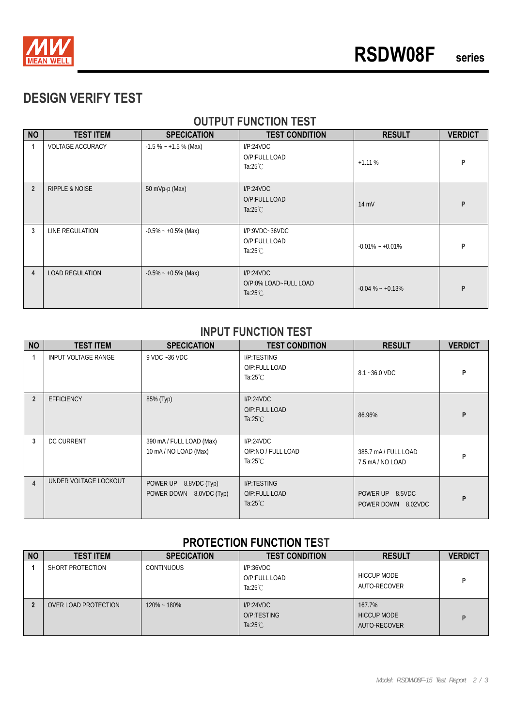# DESIGN VERIFY TEST

## OUTPUT FUNCTION TEST

| NO | TEST ITEM | SPECICATION | TEST CONDITION | RESULT | VERDICT |
|---|---|---|---|---|---|
| 1 | VOLTAGE ACCURACY | -1.5 % ~ +1.5 % (Max) | I/P:24VDC<br>O/P:FULL LOAD<br>Ta:25℃ | +1.11 % | P |
| 2 | RIPPLE & NOISE | 50 mVp-p (Max) | I/P:24VDC<br>O/P:FULL LOAD<br>Ta:25℃ | 14 mV | P |
| 3 | LINE REGULATION | -0.5% ~ +0.5% (Max) | I/P:9VDC~36VDC<br>O/P:FULL LOAD<br>Ta:25℃ | -0.01% ~ +0.01% | P |
| 4 | LOAD REGULATION | -0.5% ~ +0.5% (Max) | I/P:24VDC<br>O/P:0% LOAD~FULL LOAD<br>Ta:25℃ | -0.04 % ~ +0.13% | P |

## INPUT FUNCTION TEST

| NO | TEST ITEM | SPECICATION | TEST CONDITION | RESULT | VERDICT |
|---|---|---|---|---|---|
| 1 | INPUT VOLTAGE RANGE | 9 VDC ~36 VDC | I/P:TESTING<br>O/P:FULL LOAD<br>Ta:25℃ | 8.1 ~36.0 VDC | P |
| 2 | EFFICIENCY | 85% (Typ) | I/P:24VDC<br>O/P:FULL LOAD<br>Ta:25℃ | 86.96% | P |
| 3 | DC CURRENT | 390 mA / FULL LOAD (Max)<br>10 mA / NO LOAD (Max) | I/P:24VDC<br>O/P:NO / FULL LOAD<br>Ta:25℃ | 385.7 mA / FULL LOAD<br>7.5 mA / NO LOAD | P |
| 4 | UNDER VOLTAGE LOCKOUT | POWER UP 8.8VDC (Typ)<br>POWER DOWN 8.0VDC (Typ) | I/P:TESTING<br>O/P:FULL LOAD<br>Ta:25℃ | POWER UP 8.5VDC<br>POWER DOWN 8.02VDC | P |

## PROTECTION FUNCTION TEST

| NO | TEST ITEM | SPECICATION | TEST CONDITION | RESULT | VERDICT |
|---|---|---|---|---|---|
| 1 | SHORT PROTECTION | CONTINUOUS | I/P:36VDC<br>O/P:FULL LOAD<br>Ta:25℃ | HICCUP MODE<br>AUTO-RECOVER | P |
| 2 | OVER LOAD PROTECTION | 120% ~ 180% | I/P:24VDC<br>O/P:TESTING<br>Ta:25℃ | 167.7%<br>HICCUP MODE<br>AUTO-RECOVER | P |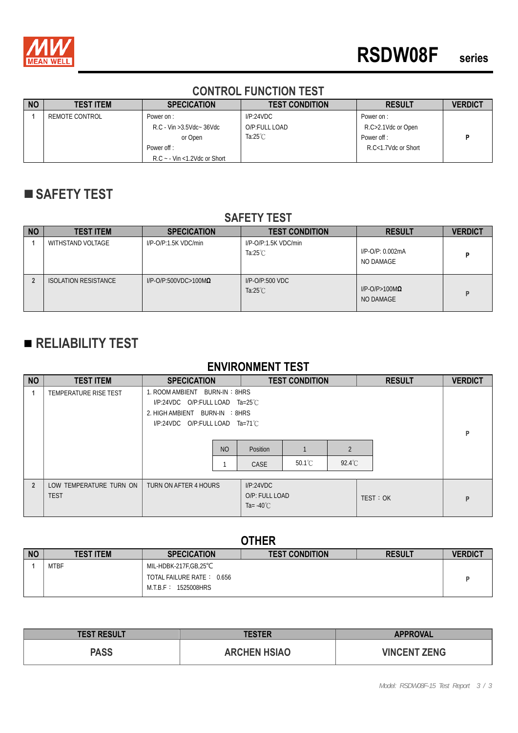RSDW08F series

## CONTROL FUNCTION TEST

| NO | TEST ITEM | SPECICATION | TEST CONDITION | RESULT | VERDICT |
|---|---|---|---|---|---|
| 1 | REMOTE CONTROL | Power on :<br>R.C - Vin >3.5Vdc~ 36Vdc<br>or Open<br>Power off :<br>R.C ~ - Vin <1.2Vdc or Short | I/P:24VDC<br>O/P:FULL LOAD<br>Ta:25℃ | Power on :<br>R.C>2.1Vdc or Open<br>Power off :<br>R.C<1.7Vdc or Short | P |

# ■ SAFETY TEST

## SAFETY TEST

| NO | TEST ITEM | SPECICATION | TEST CONDITION | RESULT | VERDICT |
|---|---|---|---|---|---|
| 1 | WITHSTAND VOLTAGE | I/P-O/P:1.5K VDC/min | I/P-O/P:1.5K VDC/min<br>Ta:25℃ | I/P-O/P: 0.002mA<br>NO DAMAGE | P |
| 2 | ISOLATION RESISTANCE | I/P-O/P:500VDC>100MΩ | I/P-O/P:500 VDC<br>Ta:25℃ | I/P-O/P>100MΩ<br>NO DAMAGE | P |

# ■ RELIABILITY TEST

## ENVIRONMENT TEST

| NO | TEST ITEM | SPECICATION | TEST CONDITION | RESULT | VERDICT |
|---|---|---|---|---|---|
| 1 | TEMPERATURE RISE TEST | 1. ROOM AMBIENT BURN-IN：8HRS<br>I/P:24VDC O/P:FULL LOAD Ta=25℃<br>2. HIGH AMBIENT BURN-IN ：8HRS<br>I/P:24VDC O/P:FULL LOAD Ta=71℃ | | | P |
| 2 | LOW TEMPERATURE TURN ON TEST | TURN ON AFTER 4 HOURS | I/P:24VDC<br>O/P: FULL LOAD<br>Ta= -40℃ | TEST：OK | P |

| NO | Position | 1 | 2 |
|---|---|---|---|
| 1 | CASE | 50.1℃ | 92.4℃ |

## OTHER

| NO | TEST ITEM | SPECICATION | TEST CONDITION | RESULT | VERDICT |
|---|---|---|---|---|---|
| 1 | MTBF | MIL-HDBK-217F,GB,25℃<br>TOTAL FAILURE RATE： 0.656<br>M.T.B.F： 1525008HRS | | | P |

| TEST RESULT | TESTER | APPROVAL |
|---|---|---|
| PASS | ARCHEN HSIAO | VINCENT ZENG |

*Model: RSDW08F-15 Test Report*